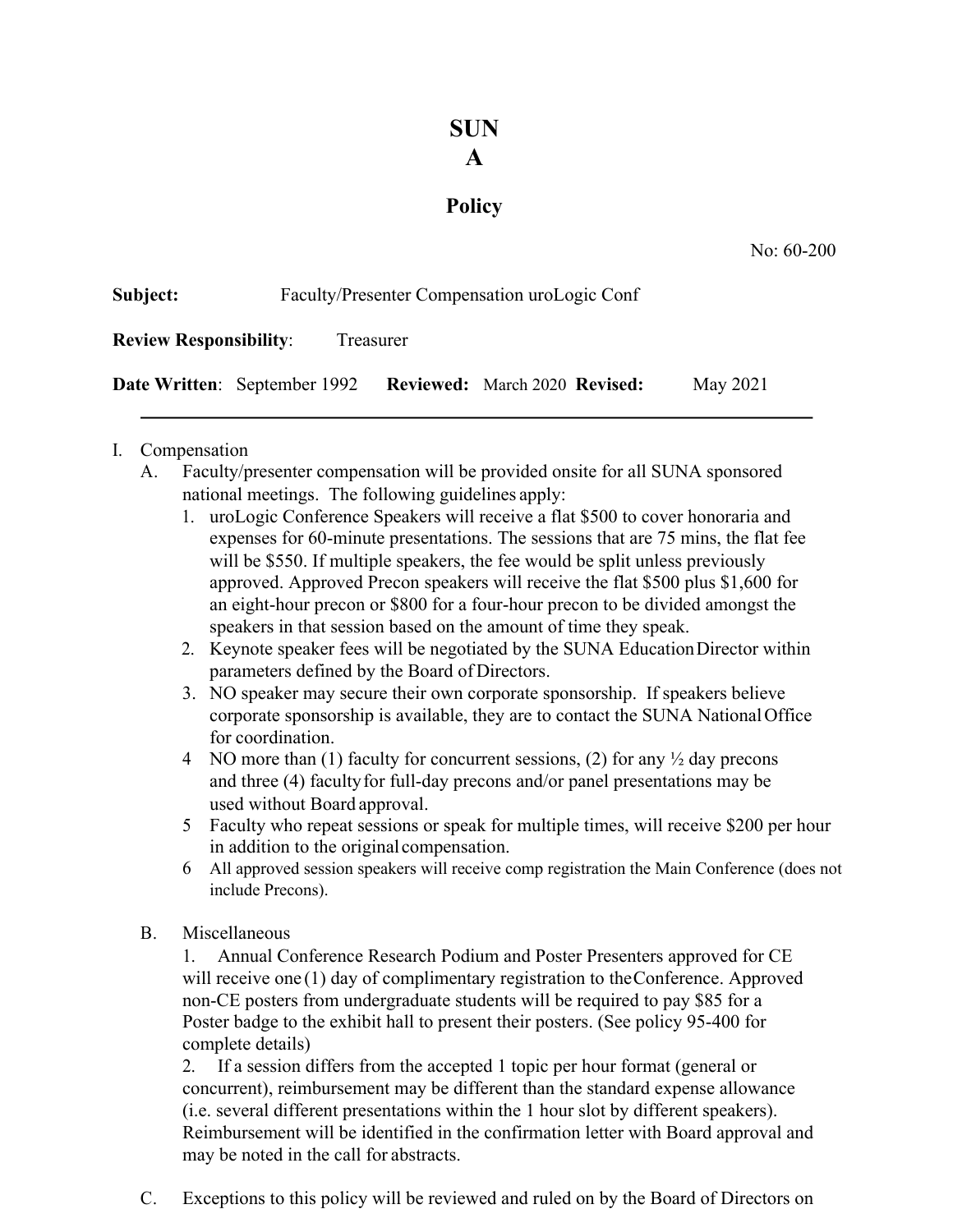# SUN
# A

## Policy

No: 60-200

**Subject:** Faculty/Presenter Compensation uroLogic Conf

**Review Responsibility**: Treasurer

**Date Written**: September 1992 **Reviewed:** March 2020 **Revised:** May 2021

---

I. Compensation

A. Faculty/presenter compensation will be provided onsite for all SUNA sponsored national meetings. The following guidelines apply:

1. uroLogic Conference Speakers will receive a flat $500 to cover honoraria and expenses for 60-minute presentations. The sessions that are 75 mins, the flat fee will be $550. If multiple speakers, the fee would be split unless previously approved. Approved Precon speakers will receive the flat $500 plus $1,600 for an eight-hour precon or $800 for a four-hour precon to be divided amongst the speakers in that session based on the amount of time they speak.
2. Keynote speaker fees will be negotiated by the SUNA Education Director within parameters defined by the Board of Directors.
3. NO speaker may secure their own corporate sponsorship. If speakers believe corporate sponsorship is available, they are to contact the SUNA National Office for coordination.
4. NO more than (1) faculty for concurrent sessions, (2) for any ½ day precons and three (4) faculty for full-day precons and/or panel presentations may be used without Board approval.
5. Faculty who repeat sessions or speak for multiple times, will receive $200 per hour in addition to the original compensation.
6. All approved session speakers will receive comp registration the Main Conference (does not include Precons).

B. Miscellaneous

1. Annual Conference Research Podium and Poster Presenters approved for CE will receive one (1) day of complimentary registration to the Conference. Approved non-CE posters from undergraduate students will be required to pay $85 for a Poster badge to the exhibit hall to present their posters. (See policy 95-400 for complete details)

2. If a session differs from the accepted 1 topic per hour format (general or concurrent), reimbursement may be different than the standard expense allowance (i.e. several different presentations within the 1 hour slot by different speakers). Reimbursement will be identified in the confirmation letter with Board approval and may be noted in the call for abstracts.

C. Exceptions to this policy will be reviewed and ruled on by the Board of Directors on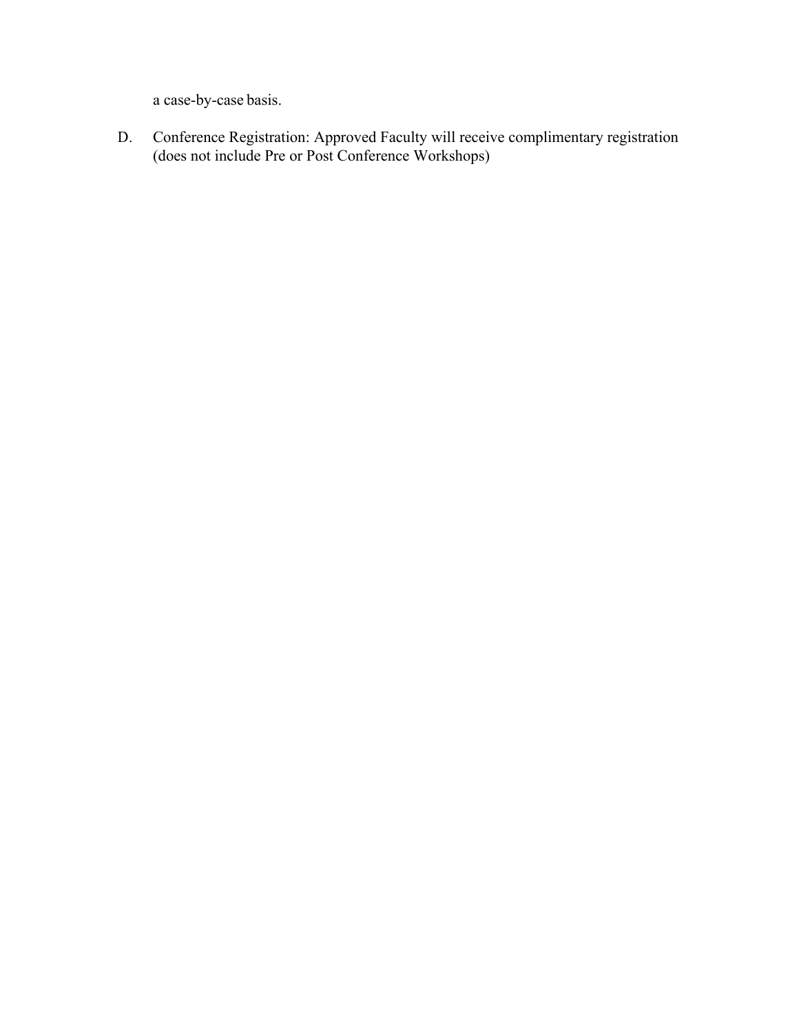a case-by-case basis.

D. Conference Registration: Approved Faculty will receive complimentary registration (does not include Pre or Post Conference Workshops)